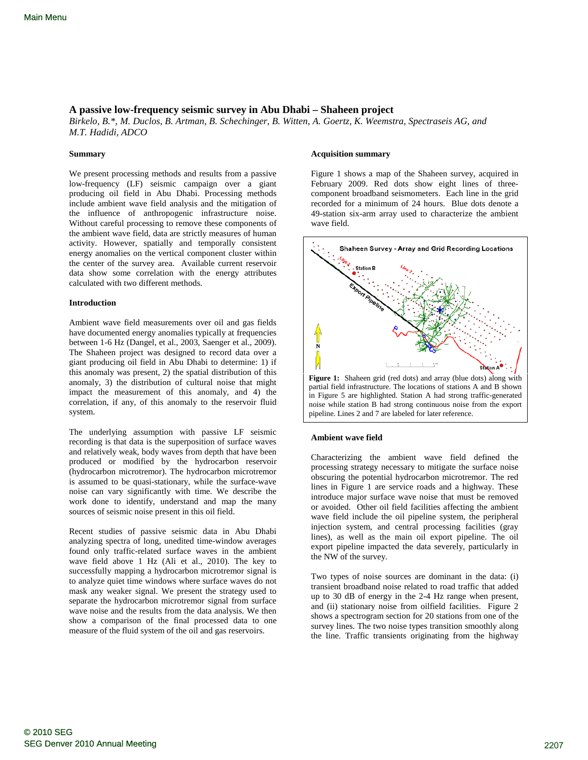# A passive low-frequency seismic survey in Abu Dhabi – Shaheen project

*Birkelo, B.\*, M. Duclos, B. Artman, B. Schechinger, B. Witten, A. Goertz, K. Weemstra, Spectraseis AG, and M.T. Hadidi, ADCO*

## Summary

We present processing methods and results from a passive low-frequency (LF) seismic campaign over a giant producing oil field in Abu Dhabi. Processing methods include ambient wave field analysis and the mitigation of the influence of anthropogenic infrastructure noise. Without careful processing to remove these components of the ambient wave field, data are strictly measures of human activity. However, spatially and temporally consistent energy anomalies on the vertical component cluster within the center of the survey area. Available current reservoir data show some correlation with the energy attributes calculated with two different methods.

## Introduction

Ambient wave field measurements over oil and gas fields have documented energy anomalies typically at frequencies between 1-6 Hz (Dangel, et al., 2003, Saenger et al., 2009). The Shaheen project was designed to record data over a giant producing oil field in Abu Dhabi to determine: 1) if this anomaly was present, 2) the spatial distribution of this anomaly, 3) the distribution of cultural noise that might impact the measurement of this anomaly, and 4) the correlation, if any, of this anomaly to the reservoir fluid system.

The underlying assumption with passive LF seismic recording is that data is the superposition of surface waves and relatively weak, body waves from depth that have been produced or modified by the hydrocarbon reservoir (hydrocarbon microtremor). The hydrocarbon microtremor is assumed to be quasi-stationary, while the surface-wave noise can vary significantly with time. We describe the work done to identify, understand and map the many sources of seismic noise present in this oil field.

Recent studies of passive seismic data in Abu Dhabi analyzing spectra of long, unedited time-window averages found only traffic-related surface waves in the ambient wave field above 1 Hz (Ali et al., 2010). The key to successfully mapping a hydrocarbon microtremor signal is to analyze quiet time windows where surface waves do not mask any weaker signal. We present the strategy used to separate the hydrocarbon microtremor signal from surface wave noise and the results from the data analysis. We then show a comparison of the final processed data to one measure of the fluid system of the oil and gas reservoirs.

## Acquisition summary

Figure 1 shows a map of the Shaheen survey, acquired in February 2009. Red dots show eight lines of three-component broadband seismometers. Each line in the grid recorded for a minimum of 24 hours. Blue dots denote a 49-station six-arm array used to characterize the ambient wave field.

**Figure 1:** Shaheen grid (red dots) and array (blue dots) along with partial field infrastructure. The locations of stations A and B shown in Figure 5 are highlighted. Station A had strong traffic-generated noise while station B had strong continuous noise from the export pipeline. Lines 2 and 7 are labeled for later reference.

## Ambient wave field

Characterizing the ambient wave field defined the processing strategy necessary to mitigate the surface noise obscuring the potential hydrocarbon microtremor. The red lines in Figure 1 are service roads and a highway. These introduce major surface wave noise that must be removed or avoided. Other oil field facilities affecting the ambient wave field include the oil pipeline system, the peripheral injection system, and central processing facilities (gray lines), as well as the main oil export pipeline. The oil export pipeline impacted the data severely, particularly in the NW of the survey.

Two types of noise sources are dominant in the data: (i) transient broadband noise related to road traffic that added up to 30 dB of energy in the 2-4 Hz range when present, and (ii) stationary noise from oilfield facilities. Figure 2 shows a spectrogram section for 20 stations from one of the survey lines. The two noise types transition smoothly along the line. Traffic transients originating from the highway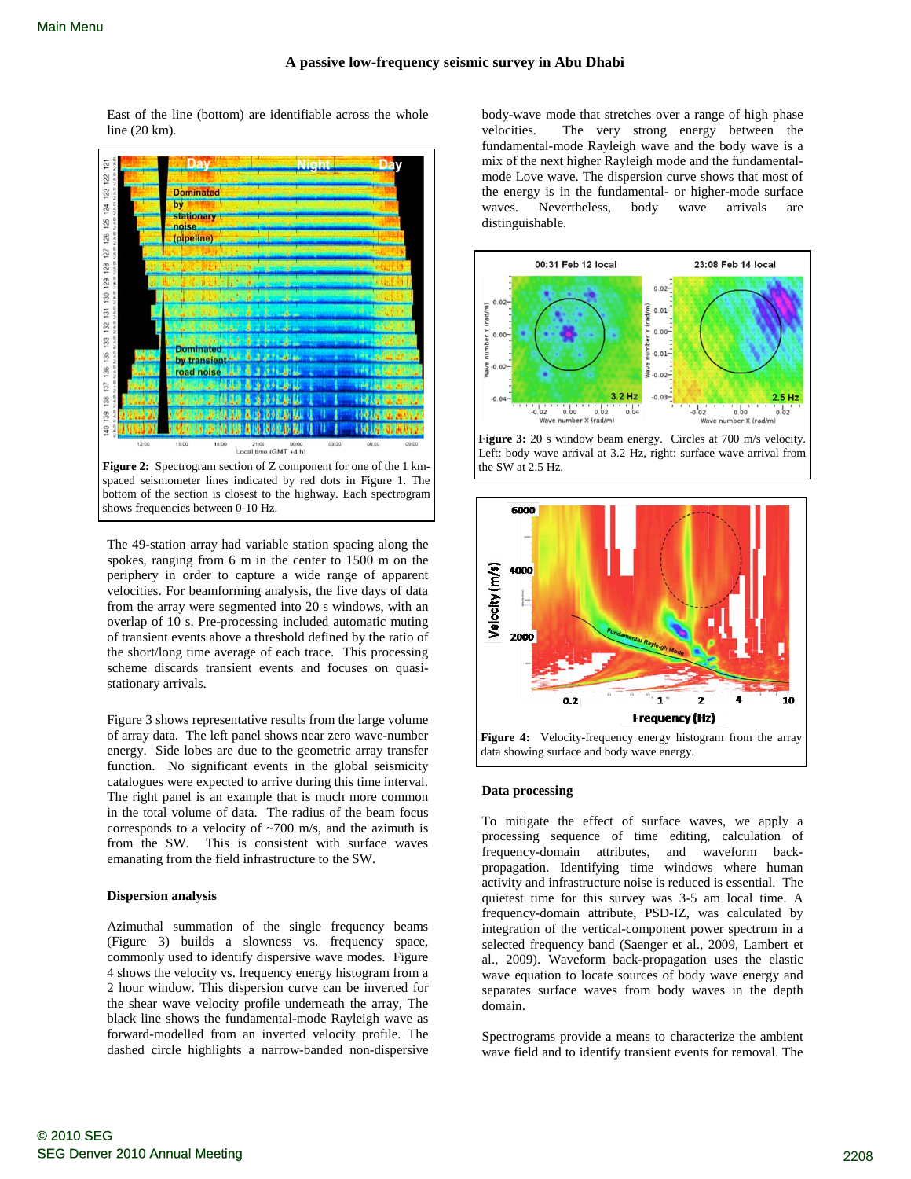East of the line (bottom) are identifiable across the whole line (20 km).

**Figure 2:** Spectrogram section of Z component for one of the 1 km-spaced seismometer lines indicated by red dots in Figure 1. The bottom of the section is closest to the highway. Each spectrogram shows frequencies between 0-10 Hz.

The 49-station array had variable station spacing along the spokes, ranging from 6 m in the center to 1500 m on the periphery in order to capture a wide range of apparent velocities. For beamforming analysis, the five days of data from the array were segmented into 20 s windows, with an overlap of 10 s. Pre-processing included automatic muting of transient events above a threshold defined by the ratio of the short/long time average of each trace. This processing scheme discards transient events and focuses on quasi-stationary arrivals.

Figure 3 shows representative results from the large volume of array data. The left panel shows near zero wave-number energy. Side lobes are due to the geometric array transfer function. No significant events in the global seismicity catalogues were expected to arrive during this time interval. The right panel is an example that is much more common in the total volume of data. The radius of the beam focus corresponds to a velocity of ~700 m/s, and the azimuth is from the SW. This is consistent with surface waves emanating from the field infrastructure to the SW.

### Dispersion analysis

Azimuthal summation of the single frequency beams (Figure 3) builds a slowness vs. frequency space, commonly used to identify dispersive wave modes. Figure 4 shows the velocity vs. frequency energy histogram from a 2 hour window. This dispersion curve can be inverted for the shear wave velocity profile underneath the array, The black line shows the fundamental-mode Rayleigh wave as forward-modelled from an inverted velocity profile. The dashed circle highlights a narrow-banded non-dispersive body-wave mode that stretches over a range of high phase velocities. The very strong energy between the fundamental-mode Rayleigh wave and the body wave is a mix of the next higher Rayleigh mode and the fundamental-mode Love wave. The dispersion curve shows that most of the energy is in the fundamental- or higher-mode surface waves. Nevertheless, body wave arrivals are distinguishable.

**Figure 3:** 20 s window beam energy. Circles at 700 m/s velocity. Left: body wave arrival at 3.2 Hz, right: surface wave arrival from the SW at 2.5 Hz.

**Figure 4:** Velocity-frequency energy histogram from the array data showing surface and body wave energy.

### Data processing

To mitigate the effect of surface waves, we apply a processing sequence of time editing, calculation of frequency-domain attributes, and waveform back-propagation. Identifying time windows where human activity and infrastructure noise is reduced is essential. The quietest time for this survey was 3-5 am local time. A frequency-domain attribute, PSD-IZ, was calculated by integration of the vertical-component power spectrum in a selected frequency band (Saenger et al., 2009, Lambert et al., 2009). Waveform back-propagation uses the elastic wave equation to locate sources of body wave energy and separates surface waves from body waves in the depth domain.

Spectrograms provide a means to characterize the ambient wave field and to identify transient events for removal. The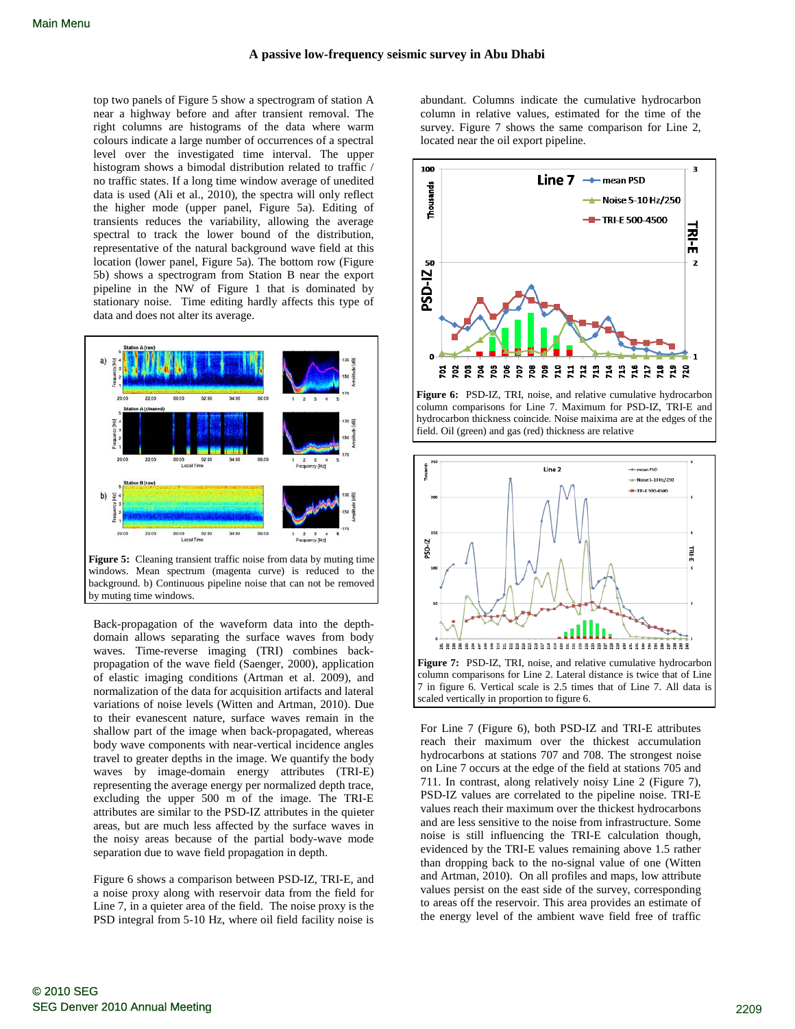top two panels of Figure 5 show a spectrogram of station A near a highway before and after transient removal. The right columns are histograms of the data where warm colours indicate a large number of occurrences of a spectral level over the investigated time interval. The upper histogram shows a bimodal distribution related to traffic / no traffic states. If a long time window average of unedited data is used (Ali et al., 2010), the spectra will only reflect the higher mode (upper panel, Figure 5a). Editing of transients reduces the variability, allowing the average spectral to track the lower bound of the distribution, representative of the natural background wave field at this location (lower panel, Figure 5a). The bottom row (Figure 5b) shows a spectrogram from Station B near the export pipeline in the NW of Figure 1 that is dominated by stationary noise. Time editing hardly affects this type of data and does not alter its average.

**Figure 5:** Cleaning transient traffic noise from data by muting time windows. Mean spectrum (magenta curve) is reduced to the background. b) Continuous pipeline noise that can not be removed by muting time windows.

Back-propagation of the waveform data into the depth-domain allows separating the surface waves from body waves. Time-reverse imaging (TRI) combines back-propagation of the wave field (Saenger, 2000), application of elastic imaging conditions (Artman et al. 2009), and normalization of the data for acquisition artifacts and lateral variations of noise levels (Witten and Artman, 2010). Due to their evanescent nature, surface waves remain in the shallow part of the image when back-propagated, whereas body wave components with near-vertical incidence angles travel to greater depths in the image. We quantify the body waves by image-domain energy attributes (TRI-E) representing the average energy per normalized depth trace, excluding the upper 500 m of the image. The TRI-E attributes are similar to the PSD-IZ attributes in the quieter areas, but are much less affected by the surface waves in the noisy areas because of the partial body-wave mode separation due to wave field propagation in depth.

Figure 6 shows a comparison between PSD-IZ, TRI-E, and a noise proxy along with reservoir data from the field for Line 7, in a quieter area of the field. The noise proxy is the PSD integral from 5-10 Hz, where oil field facility noise is abundant. Columns indicate the cumulative hydrocarbon column in relative values, estimated for the time of the survey. Figure 7 shows the same comparison for Line 2, located near the oil export pipeline.

**Figure 6:** PSD-IZ, TRI, noise, and relative cumulative hydrocarbon column comparisons for Line 7. Maximum for PSD-IZ, TRI-E and hydrocarbon thickness coincide. Noise maixima are at the edges of the field. Oil (green) and gas (red) thickness are relative

**Figure 7:** PSD-IZ, TRI, noise, and relative cumulative hydrocarbon column comparisons for Line 2. Lateral distance is twice that of Line 7 in figure 6. Vertical scale is 2.5 times that of Line 7. All data is scaled vertically in proportion to figure 6.

For Line 7 (Figure 6), both PSD-IZ and TRI-E attributes reach their maximum over the thickest accumulation hydrocarbons at stations 707 and 708. The strongest noise on Line 7 occurs at the edge of the field at stations 705 and 711. In contrast, along relatively noisy Line 2 (Figure 7), PSD-IZ values are correlated to the pipeline noise. TRI-E values reach their maximum over the thickest hydrocarbons and are less sensitive to the noise from infrastructure. Some noise is still influencing the TRI-E calculation though, evidenced by the TRI-E values remaining above 1.5 rather than dropping back to the no-signal value of one (Witten and Artman, 2010). On all profiles and maps, low attribute values persist on the east side of the survey, corresponding to areas off the reservoir. This area provides an estimate of the energy level of the ambient wave field free of traffic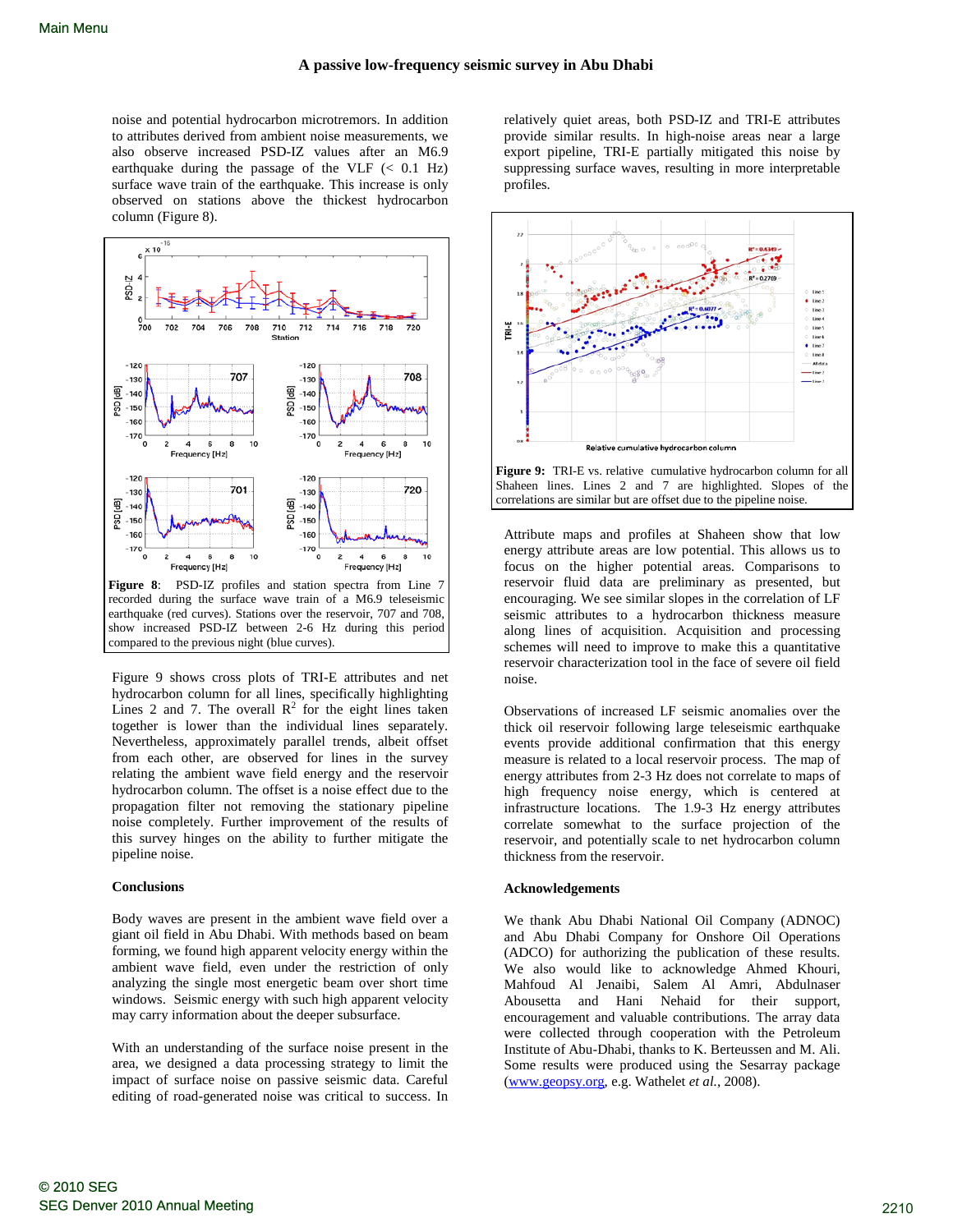noise and potential hydrocarbon microtremors. In addition to attributes derived from ambient noise measurements, we also observe increased PSD-IZ values after an M6.9 earthquake during the passage of the VLF (< 0.1 Hz) surface wave train of the earthquake. This increase is only observed on stations above the thickest hydrocarbon column (Figure 8).

**Figure 8**: PSD-IZ profiles and station spectra from Line 7 recorded during the surface wave train of a M6.9 teleseismic earthquake (red curves). Stations over the reservoir, 707 and 708, show increased PSD-IZ between 2-6 Hz during this period compared to the previous night (blue curves).

Figure 9 shows cross plots of TRI-E attributes and net hydrocarbon column for all lines, specifically highlighting Lines 2 and 7. The overall $R^2$ for the eight lines taken together is lower than the individual lines separately. Nevertheless, approximately parallel trends, albeit offset from each other, are observed for lines in the survey relating the ambient wave field energy and the reservoir hydrocarbon column. The offset is a noise effect due to the propagation filter not removing the stationary pipeline noise completely. Further improvement of the results of this survey hinges on the ability to further mitigate the pipeline noise.

## Conclusions

Body waves are present in the ambient wave field over a giant oil field in Abu Dhabi. With methods based on beam forming, we found high apparent velocity energy within the ambient wave field, even under the restriction of only analyzing the single most energetic beam over short time windows. Seismic energy with such high apparent velocity may carry information about the deeper subsurface.

With an understanding of the surface noise present in the area, we designed a data processing strategy to limit the impact of surface noise on passive seismic data. Careful editing of road-generated noise was critical to success. In relatively quiet areas, both PSD-IZ and TRI-E attributes provide similar results. In high-noise areas near a large export pipeline, TRI-E partially mitigated this noise by suppressing surface waves, resulting in more interpretable profiles.

**Figure 9:** TRI-E vs. relative cumulative hydrocarbon column for all Shaheen lines. Lines 2 and 7 are highlighted. Slopes of the correlations are similar but are offset due to the pipeline noise.

Attribute maps and profiles at Shaheen show that low energy attribute areas are low potential. This allows us to focus on the higher potential areas. Comparisons to reservoir fluid data are preliminary as presented, but encouraging. We see similar slopes in the correlation of LF seismic attributes to a hydrocarbon thickness measure along lines of acquisition. Acquisition and processing schemes will need to improve to make this a quantitative reservoir characterization tool in the face of severe oil field noise.

Observations of increased LF seismic anomalies over the thick oil reservoir following large teleseismic earthquake events provide additional confirmation that this energy measure is related to a local reservoir process. The map of energy attributes from 2-3 Hz does not correlate to maps of high frequency noise energy, which is centered at infrastructure locations. The 1.9-3 Hz energy attributes correlate somewhat to the surface projection of the reservoir, and potentially scale to net hydrocarbon column thickness from the reservoir.

## Acknowledgements

We thank Abu Dhabi National Oil Company (ADNOC) and Abu Dhabi Company for Onshore Oil Operations (ADCO) for authorizing the publication of these results. We also would like to acknowledge Ahmed Khouri, Mahfoud Al Jenaibi, Salem Al Amri, Abdulnaser Abousetta and Hani Nehaid for their support, encouragement and valuable contributions. The array data were collected through cooperation with the Petroleum Institute of Abu-Dhabi, thanks to K. Berteussen and M. Ali. Some results were produced using the Sesarray package (www.geopsy.org, e.g. Wathelet *et al.*, 2008).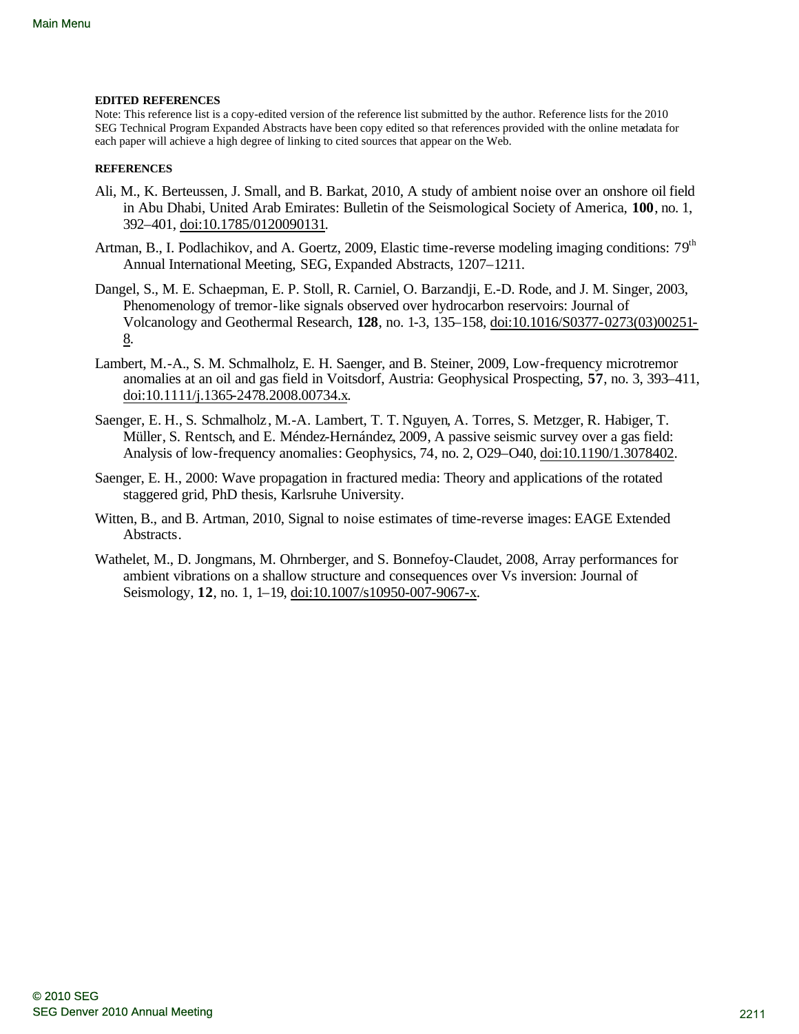#### EDITED REFERENCES

Note: This reference list is a copy-edited version of the reference list submitted by the author. Reference lists for the 2010 SEG Technical Program Expanded Abstracts have been copy edited so that references provided with the online metadata for each paper will achieve a high degree of linking to cited sources that appear on the Web.

#### REFERENCES

Ali, M., K. Berteussen, J. Small, and B. Barkat, 2010, A study of ambient noise over an onshore oil field in Abu Dhabi, United Arab Emirates: Bulletin of the Seismological Society of America, **100**, no. 1, 392–401, doi:10.1785/0120090131.

Artman, B., I. Podlachikov, and A. Goertz, 2009, Elastic time-reverse modeling imaging conditions: 79th Annual International Meeting, SEG, Expanded Abstracts, 1207–1211.

Dangel, S., M. E. Schaepman, E. P. Stoll, R. Carniel, O. Barzandji, E.-D. Rode, and J. M. Singer, 2003, Phenomenology of tremor-like signals observed over hydrocarbon reservoirs: Journal of Volcanology and Geothermal Research, **128**, no. 1-3, 135–158, doi:10.1016/S0377-0273(03)00251-8.

Lambert, M.-A., S. M. Schmalholz, E. H. Saenger, and B. Steiner, 2009, Low-frequency microtremor anomalies at an oil and gas field in Voitsdorf, Austria: Geophysical Prospecting, **57**, no. 3, 393–411, doi:10.1111/j.1365-2478.2008.00734.x.

Saenger, E. H., S. Schmalholz, M.-A. Lambert, T. T. Nguyen, A. Torres, S. Metzger, R. Habiger, T. Müller, S. Rentsch, and E. Méndez-Hernández, 2009, A passive seismic survey over a gas field: Analysis of low-frequency anomalies: Geophysics, 74, no. 2, O29–O40, doi:10.1190/1.3078402.

Saenger, E. H., 2000: Wave propagation in fractured media: Theory and applications of the rotated staggered grid, PhD thesis, Karlsruhe University.

Witten, B., and B. Artman, 2010, Signal to noise estimates of time-reverse images: EAGE Extended Abstracts.

Wathelet, M., D. Jongmans, M. Ohrnberger, and S. Bonnefoy-Claudet, 2008, Array performances for ambient vibrations on a shallow structure and consequences over Vs inversion: Journal of Seismology, **12**, no. 1, 1–19, doi:10.1007/s10950-007-9067-x.